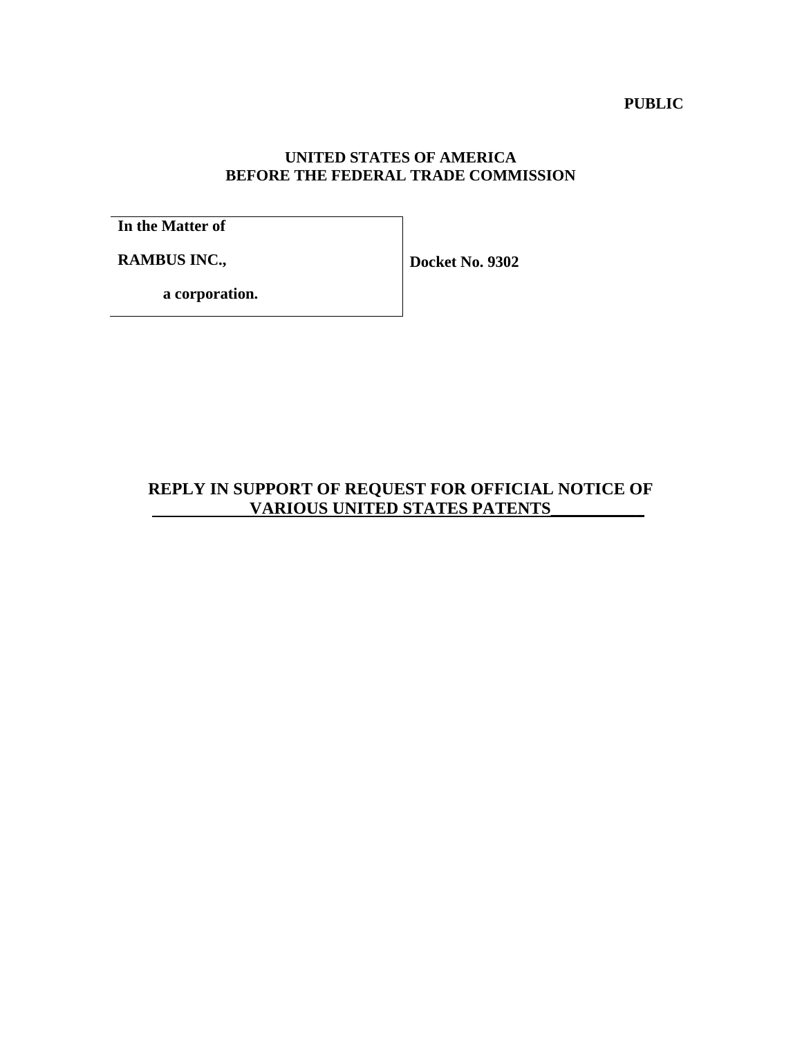**PUBLIC**

**UNITED STATES OF AMERICA**
**BEFORE THE FEDERAL TRADE COMMISSION**

| | |
|---|---|
| **In the Matter of**<br><br>**RAMBUS INC.,**<br><br>**a corporation.** | **Docket No. 9302** |

## REPLY IN SUPPORT OF REQUEST FOR OFFICIAL NOTICE OF VARIOUS UNITED STATES PATENTS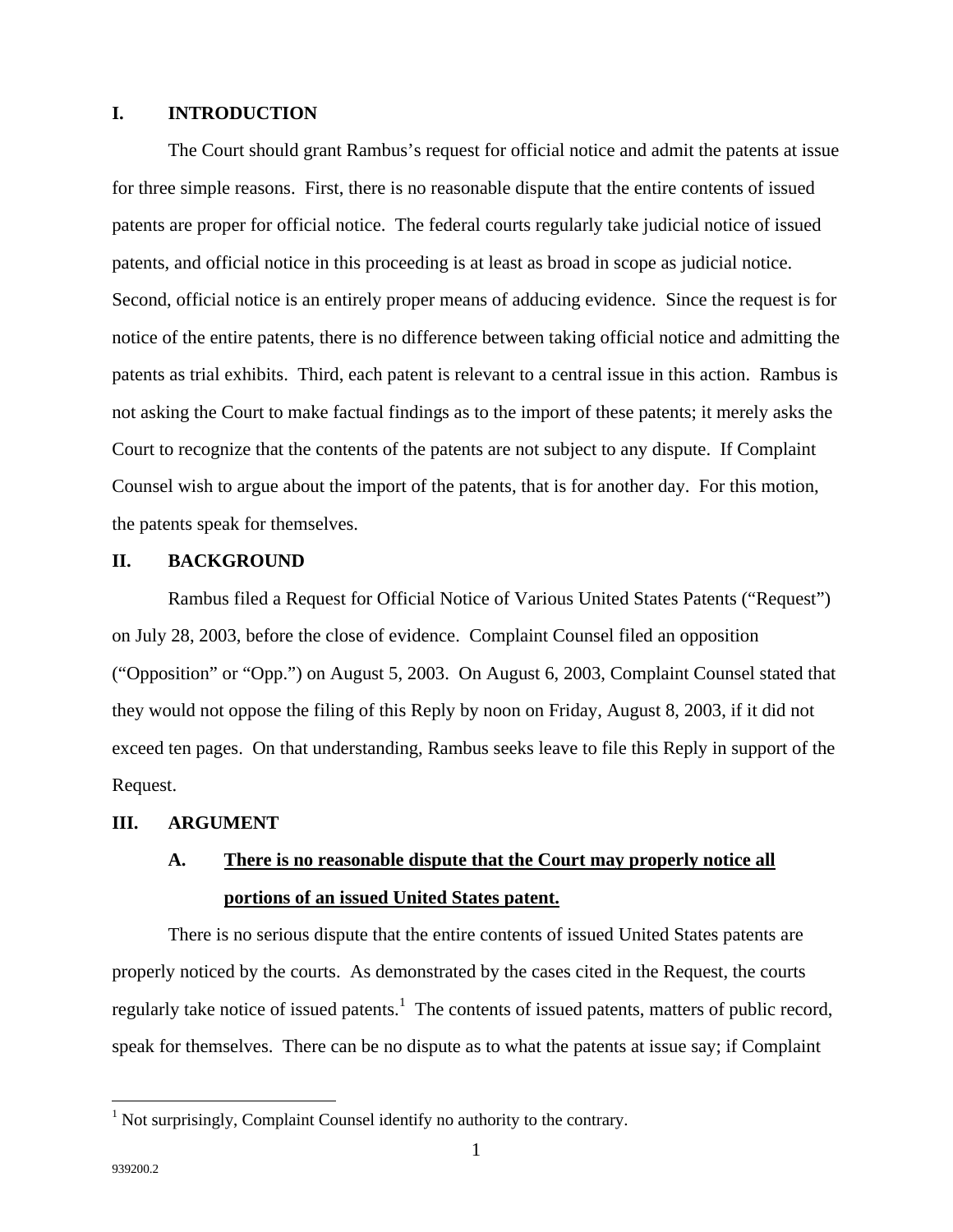## I. INTRODUCTION

The Court should grant Rambus's request for official notice and admit the patents at issue for three simple reasons. First, there is no reasonable dispute that the entire contents of issued patents are proper for official notice. The federal courts regularly take judicial notice of issued patents, and official notice in this proceeding is at least as broad in scope as judicial notice. Second, official notice is an entirely proper means of adducing evidence. Since the request is for notice of the entire patents, there is no difference between taking official notice and admitting the patents as trial exhibits. Third, each patent is relevant to a central issue in this action. Rambus is not asking the Court to make factual findings as to the import of these patents; it merely asks the Court to recognize that the contents of the patents are not subject to any dispute. If Complaint Counsel wish to argue about the import of the patents, that is for another day. For this motion, the patents speak for themselves.

## II. BACKGROUND

Rambus filed a Request for Official Notice of Various United States Patents ("Request") on July 28, 2003, before the close of evidence. Complaint Counsel filed an opposition ("Opposition" or "Opp.") on August 5, 2003. On August 6, 2003, Complaint Counsel stated that they would not oppose the filing of this Reply by noon on Friday, August 8, 2003, if it did not exceed ten pages. On that understanding, Rambus seeks leave to file this Reply in support of the Request.

## III. ARGUMENT

### A. There is no reasonable dispute that the Court may properly notice all portions of an issued United States patent.

There is no serious dispute that the entire contents of issued United States patents are properly noticed by the courts. As demonstrated by the cases cited in the Request, the courts regularly take notice of issued patents.[1] The contents of issued patents, matters of public record, speak for themselves. There can be no dispute as to what the patents at issue say; if Complaint

[1] Not surprisingly, Complaint Counsel identify no authority to the contrary.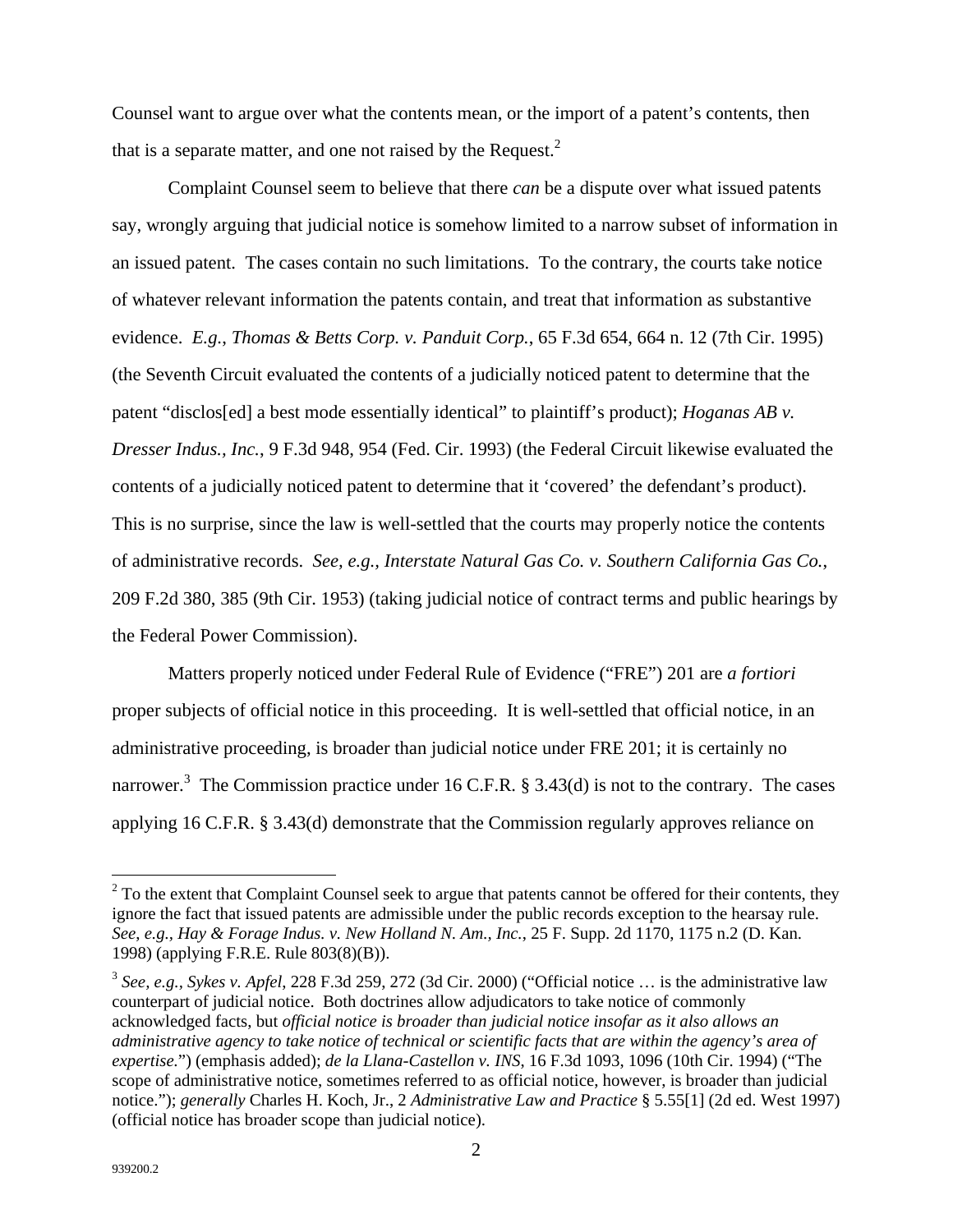Counsel want to argue over what the contents mean, or the import of a patent's contents, then that is a separate matter, and one not raised by the Request.[2]

Complaint Counsel seem to believe that there *can* be a dispute over what issued patents say, wrongly arguing that judicial notice is somehow limited to a narrow subset of information in an issued patent. The cases contain no such limitations. To the contrary, the courts take notice of whatever relevant information the patents contain, and treat that information as substantive evidence. *E.g.*, *Thomas & Betts Corp. v. Panduit Corp.*, 65 F.3d 654, 664 n. 12 (7th Cir. 1995) (the Seventh Circuit evaluated the contents of a judicially noticed patent to determine that the patent "disclos[ed] a best mode essentially identical" to plaintiff's product); *Hoganas AB v. Dresser Indus., Inc.*, 9 F.3d 948, 954 (Fed. Cir. 1993) (the Federal Circuit likewise evaluated the contents of a judicially noticed patent to determine that it 'covered' the defendant's product). This is no surprise, since the law is well-settled that the courts may properly notice the contents of administrative records. *See, e.g., Interstate Natural Gas Co. v. Southern California Gas Co.*, 209 F.2d 380, 385 (9th Cir. 1953) (taking judicial notice of contract terms and public hearings by the Federal Power Commission).

Matters properly noticed under Federal Rule of Evidence ("FRE") 201 are *a fortiori* proper subjects of official notice in this proceeding. It is well-settled that official notice, in an administrative proceeding, is broader than judicial notice under FRE 201; it is certainly no narrower.[3] The Commission practice under 16 C.F.R. § 3.43(d) is not to the contrary. The cases applying 16 C.F.R. § 3.43(d) demonstrate that the Commission regularly approves reliance on

---

[2] To the extent that Complaint Counsel seek to argue that patents cannot be offered for their contents, they ignore the fact that issued patents are admissible under the public records exception to the hearsay rule. *See, e.g., Hay & Forage Indus. v. New Holland N. Am., Inc.*, 25 F. Supp. 2d 1170, 1175 n.2 (D. Kan. 1998) (applying F.R.E. Rule 803(8)(B)).

[3] *See, e.g., Sykes v. Apfel*, 228 F.3d 259, 272 (3d Cir. 2000) ("Official notice … is the administrative law counterpart of judicial notice. Both doctrines allow adjudicators to take notice of commonly acknowledged facts, but *official notice is broader than judicial notice insofar as it also allows an administrative agency to take notice of technical or scientific facts that are within the agency's area of expertise.*") (emphasis added); *de la Llana-Castellon v. INS*, 16 F.3d 1093, 1096 (10th Cir. 1994) ("The scope of administrative notice, sometimes referred to as official notice, however, is broader than judicial notice."); *generally* Charles H. Koch, Jr., 2 *Administrative Law and Practice* § 5.55[1] (2d ed. West 1997) (official notice has broader scope than judicial notice).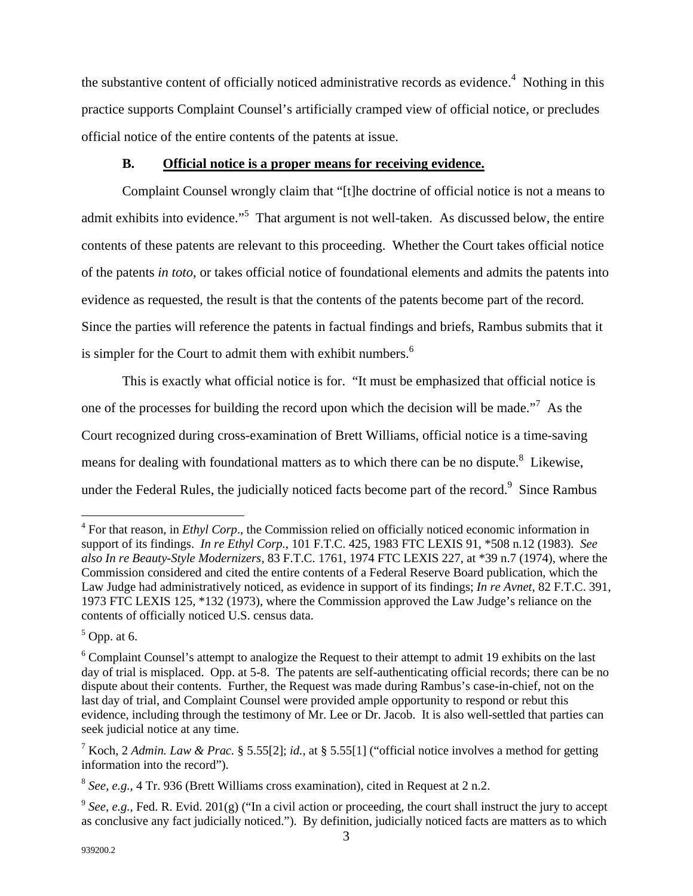the substantive content of officially noticed administrative records as evidence.[4] Nothing in this practice supports Complaint Counsel's artificially cramped view of official notice, or precludes official notice of the entire contents of the patents at issue.

### B. <u>Official notice is a proper means for receiving evidence.</u>

Complaint Counsel wrongly claim that "[t]he doctrine of official notice is not a means to admit exhibits into evidence."[5] That argument is not well-taken. As discussed below, the entire contents of these patents are relevant to this proceeding. Whether the Court takes official notice of the patents *in toto*, or takes official notice of foundational elements and admits the patents into evidence as requested, the result is that the contents of the patents become part of the record. Since the parties will reference the patents in factual findings and briefs, Rambus submits that it is simpler for the Court to admit them with exhibit numbers.[6]

This is exactly what official notice is for. "It must be emphasized that official notice is one of the processes for building the record upon which the decision will be made."[7] As the Court recognized during cross-examination of Brett Williams, official notice is a time-saving means for dealing with foundational matters as to which there can be no dispute.[8] Likewise, under the Federal Rules, the judicially noticed facts become part of the record.[9] Since Rambus

---

[4] For that reason, in *Ethyl Corp*., the Commission relied on officially noticed economic information in support of its findings. *In re Ethyl Corp.*, 101 F.T.C. 425, 1983 FTC LEXIS 91, *508 n.12 (1983). *See also In re Beauty-Style Modernizers*, 83 F.T.C. 1761, 1974 FTC LEXIS 227, at *39 n.7 (1974), where the Commission considered and cited the entire contents of a Federal Reserve Board publication, which the Law Judge had administratively noticed, as evidence in support of its findings; *In re Avnet*, 82 F.T.C. 391, 1973 FTC LEXIS 125, *132 (1973), where the Commission approved the Law Judge's reliance on the contents of officially noticed U.S. census data.

[5] Opp. at 6.

[6] Complaint Counsel's attempt to analogize the Request to their attempt to admit 19 exhibits on the last day of trial is misplaced. Opp. at 5-8. The patents are self-authenticating official records; there can be no dispute about their contents. Further, the Request was made during Rambus's case-in-chief, not on the last day of trial, and Complaint Counsel were provided ample opportunity to respond or rebut this evidence, including through the testimony of Mr. Lee or Dr. Jacob. It is also well-settled that parties can seek judicial notice at any time.

[7] Koch, 2 *Admin. Law & Prac*. § 5.55[2]; *id.*, at § 5.55[1] ("official notice involves a method for getting information into the record").

[8] *See, e.g.,* 4 Tr. 936 (Brett Williams cross examination), cited in Request at 2 n.2.

[9] *See, e.g.,* Fed. R. Evid. 201(g) ("In a civil action or proceeding, the court shall instruct the jury to accept as conclusive any fact judicially noticed."). By definition, judicially noticed facts are matters as to which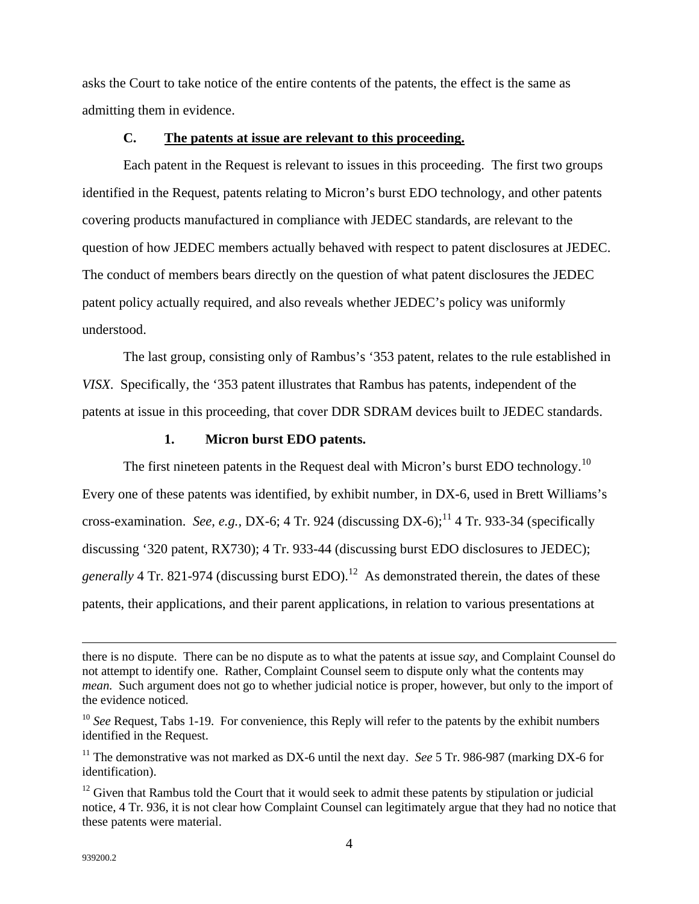asks the Court to take notice of the entire contents of the patents, the effect is the same as admitting them in evidence.

### C. **The patents at issue are relevant to this proceeding.**

Each patent in the Request is relevant to issues in this proceeding. The first two groups identified in the Request, patents relating to Micron's burst EDO technology, and other patents covering products manufactured in compliance with JEDEC standards, are relevant to the question of how JEDEC members actually behaved with respect to patent disclosures at JEDEC. The conduct of members bears directly on the question of what patent disclosures the JEDEC patent policy actually required, and also reveals whether JEDEC's policy was uniformly understood.

The last group, consisting only of Rambus's '353 patent, relates to the rule established in *VISX*. Specifically, the '353 patent illustrates that Rambus has patents, independent of the patents at issue in this proceeding, that cover DDR SDRAM devices built to JEDEC standards.

#### 1. **Micron burst EDO patents.**

The first nineteen patents in the Request deal with Micron's burst EDO technology.[10] Every one of these patents was identified, by exhibit number, in DX-6, used in Brett Williams's cross-examination. *See, e.g.,* DX-6; 4 Tr. 924 (discussing DX-6);[11] 4 Tr. 933-34 (specifically discussing '320 patent, RX730); 4 Tr. 933-44 (discussing burst EDO disclosures to JEDEC); *generally* 4 Tr. 821-974 (discussing burst EDO).[12] As demonstrated therein, the dates of these patents, their applications, and their parent applications, in relation to various presentations at

---

there is no dispute. There can be no dispute as to what the patents at issue *say*, and Complaint Counsel do not attempt to identify one. Rather, Complaint Counsel seem to dispute only what the contents may *mean.* Such argument does not go to whether judicial notice is proper, however, but only to the import of the evidence noticed.

[10] *See* Request, Tabs 1-19. For convenience, this Reply will refer to the patents by the exhibit numbers identified in the Request.

[11] The demonstrative was not marked as DX-6 until the next day. *See* 5 Tr. 986-987 (marking DX-6 for identification).

[12] Given that Rambus told the Court that it would seek to admit these patents by stipulation or judicial notice, 4 Tr. 936, it is not clear how Complaint Counsel can legitimately argue that they had no notice that these patents were material.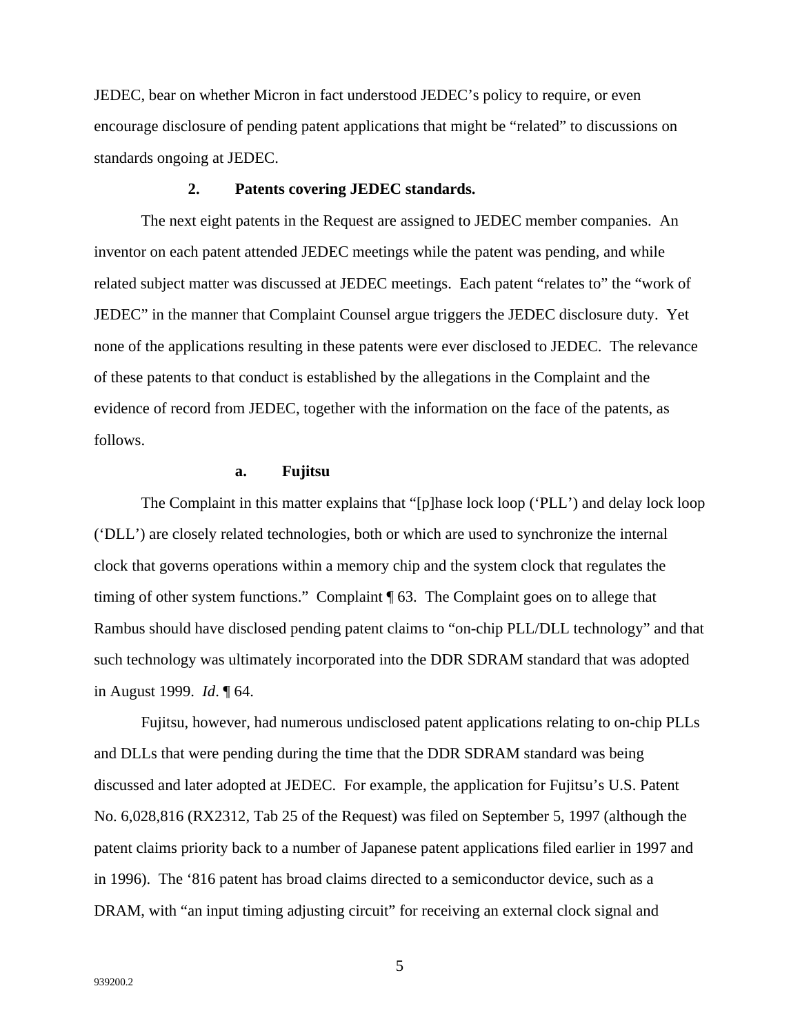JEDEC, bear on whether Micron in fact understood JEDEC's policy to require, or even encourage disclosure of pending patent applications that might be "related" to discussions on standards ongoing at JEDEC.

### 2. Patents covering JEDEC standards.

The next eight patents in the Request are assigned to JEDEC member companies. An inventor on each patent attended JEDEC meetings while the patent was pending, and while related subject matter was discussed at JEDEC meetings. Each patent "relates to" the "work of JEDEC" in the manner that Complaint Counsel argue triggers the JEDEC disclosure duty. Yet none of the applications resulting in these patents were ever disclosed to JEDEC. The relevance of these patents to that conduct is established by the allegations in the Complaint and the evidence of record from JEDEC, together with the information on the face of the patents, as follows.

#### a. Fujitsu

The Complaint in this matter explains that "[p]hase lock loop ('PLL') and delay lock loop ('DLL') are closely related technologies, both or which are used to synchronize the internal clock that governs operations within a memory chip and the system clock that regulates the timing of other system functions." Complaint ¶ 63. The Complaint goes on to allege that Rambus should have disclosed pending patent claims to "on-chip PLL/DLL technology" and that such technology was ultimately incorporated into the DDR SDRAM standard that was adopted in August 1999. *Id*. ¶ 64.

Fujitsu, however, had numerous undisclosed patent applications relating to on-chip PLLs and DLLs that were pending during the time that the DDR SDRAM standard was being discussed and later adopted at JEDEC. For example, the application for Fujitsu's U.S. Patent No. 6,028,816 (RX2312, Tab 25 of the Request) was filed on September 5, 1997 (although the patent claims priority back to a number of Japanese patent applications filed earlier in 1997 and in 1996). The '816 patent has broad claims directed to a semiconductor device, such as a DRAM, with "an input timing adjusting circuit" for receiving an external clock signal and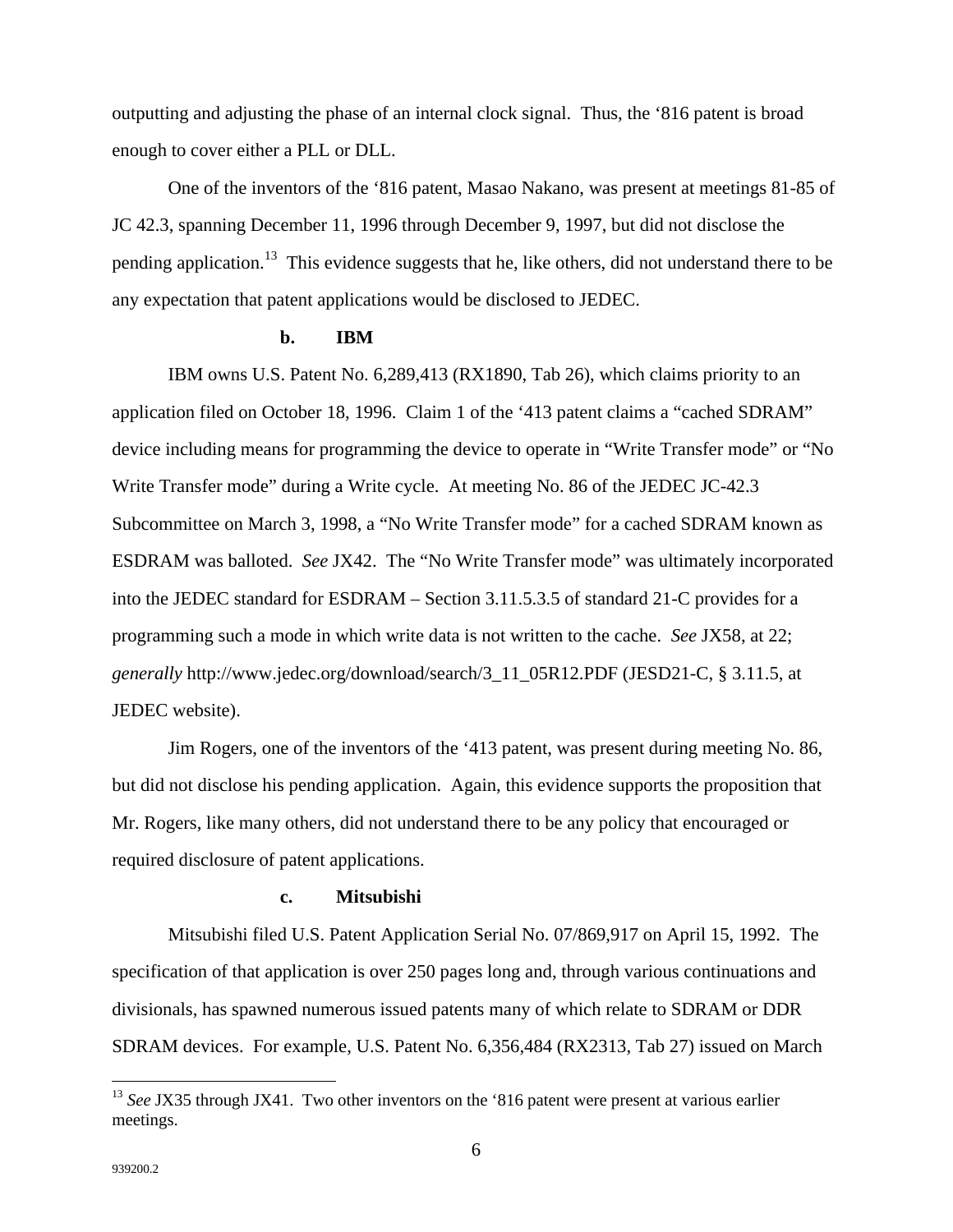outputting and adjusting the phase of an internal clock signal. Thus, the '816 patent is broad enough to cover either a PLL or DLL.

One of the inventors of the '816 patent, Masao Nakano, was present at meetings 81-85 of JC 42.3, spanning December 11, 1996 through December 9, 1997, but did not disclose the pending application.[13] This evidence suggests that he, like others, did not understand there to be any expectation that patent applications would be disclosed to JEDEC.

**b. IBM**

IBM owns U.S. Patent No. 6,289,413 (RX1890, Tab 26), which claims priority to an application filed on October 18, 1996. Claim 1 of the '413 patent claims a "cached SDRAM" device including means for programming the device to operate in "Write Transfer mode" or "No Write Transfer mode" during a Write cycle. At meeting No. 86 of the JEDEC JC-42.3 Subcommittee on March 3, 1998, a "No Write Transfer mode" for a cached SDRAM known as ESDRAM was balloted. *See* JX42. The "No Write Transfer mode" was ultimately incorporated into the JEDEC standard for ESDRAM – Section 3.11.5.3.5 of standard 21-C provides for a programming such a mode in which write data is not written to the cache. *See* JX58, at 22; *generally* http://www.jedec.org/download/search/3_11_05R12.PDF (JESD21-C, § 3.11.5, at JEDEC website).

Jim Rogers, one of the inventors of the '413 patent, was present during meeting No. 86, but did not disclose his pending application. Again, this evidence supports the proposition that Mr. Rogers, like many others, did not understand there to be any policy that encouraged or required disclosure of patent applications.

**c. Mitsubishi**

Mitsubishi filed U.S. Patent Application Serial No. 07/869,917 on April 15, 1992. The specification of that application is over 250 pages long and, through various continuations and divisionals, has spawned numerous issued patents many of which relate to SDRAM or DDR SDRAM devices. For example, U.S. Patent No. 6,356,484 (RX2313, Tab 27) issued on March

[13] *See* JX35 through JX41. Two other inventors on the '816 patent were present at various earlier meetings.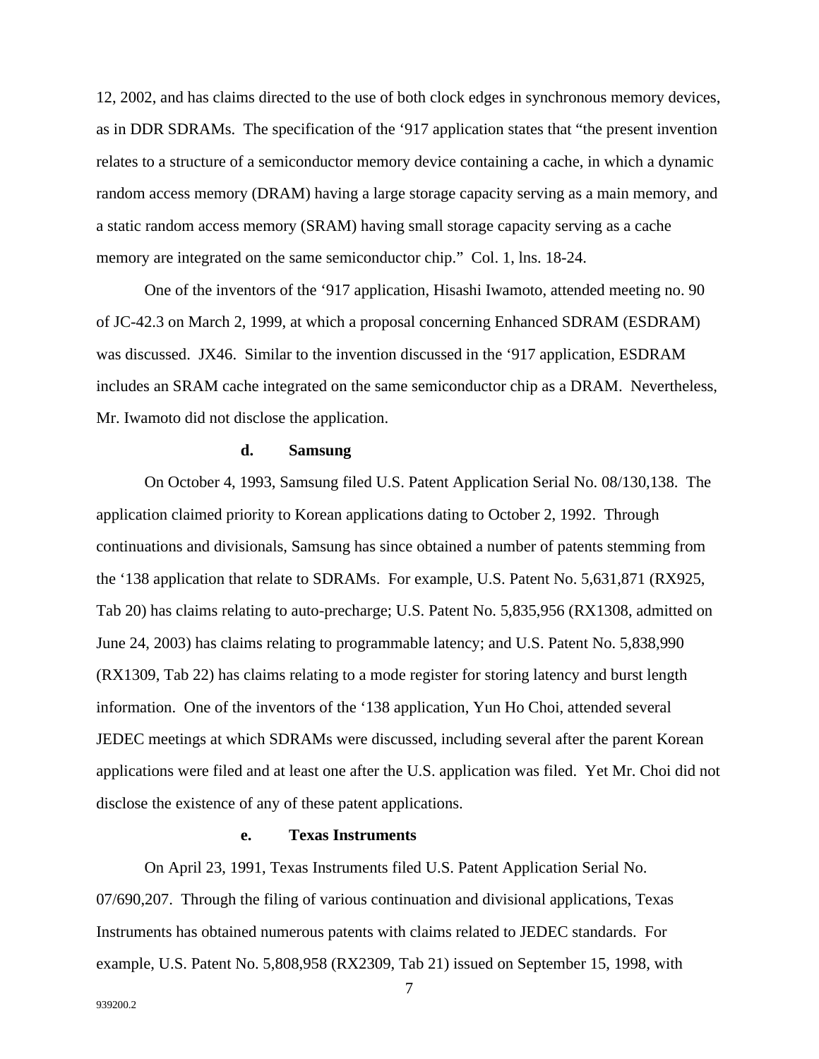12, 2002, and has claims directed to the use of both clock edges in synchronous memory devices, as in DDR SDRAMs. The specification of the ‘917 application states that “the present invention relates to a structure of a semiconductor memory device containing a cache, in which a dynamic random access memory (DRAM) having a large storage capacity serving as a main memory, and a static random access memory (SRAM) having small storage capacity serving as a cache memory are integrated on the same semiconductor chip.” Col. 1, lns. 18-24.

One of the inventors of the ‘917 application, Hisashi Iwamoto, attended meeting no. 90 of JC-42.3 on March 2, 1999, at which a proposal concerning Enhanced SDRAM (ESDRAM) was discussed. JX46. Similar to the invention discussed in the ‘917 application, ESDRAM includes an SRAM cache integrated on the same semiconductor chip as a DRAM. Nevertheless, Mr. Iwamoto did not disclose the application.

**d. Samsung**

On October 4, 1993, Samsung filed U.S. Patent Application Serial No. 08/130,138. The application claimed priority to Korean applications dating to October 2, 1992. Through continuations and divisionals, Samsung has since obtained a number of patents stemming from the ‘138 application that relate to SDRAMs. For example, U.S. Patent No. 5,631,871 (RX925, Tab 20) has claims relating to auto-precharge; U.S. Patent No. 5,835,956 (RX1308, admitted on June 24, 2003) has claims relating to programmable latency; and U.S. Patent No. 5,838,990 (RX1309, Tab 22) has claims relating to a mode register for storing latency and burst length information. One of the inventors of the ‘138 application, Yun Ho Choi, attended several JEDEC meetings at which SDRAMs were discussed, including several after the parent Korean applications were filed and at least one after the U.S. application was filed. Yet Mr. Choi did not disclose the existence of any of these patent applications.

**e. Texas Instruments**

On April 23, 1991, Texas Instruments filed U.S. Patent Application Serial No. 07/690,207. Through the filing of various continuation and divisional applications, Texas Instruments has obtained numerous patents with claims related to JEDEC standards. For example, U.S. Patent No. 5,808,958 (RX2309, Tab 21) issued on September 15, 1998, with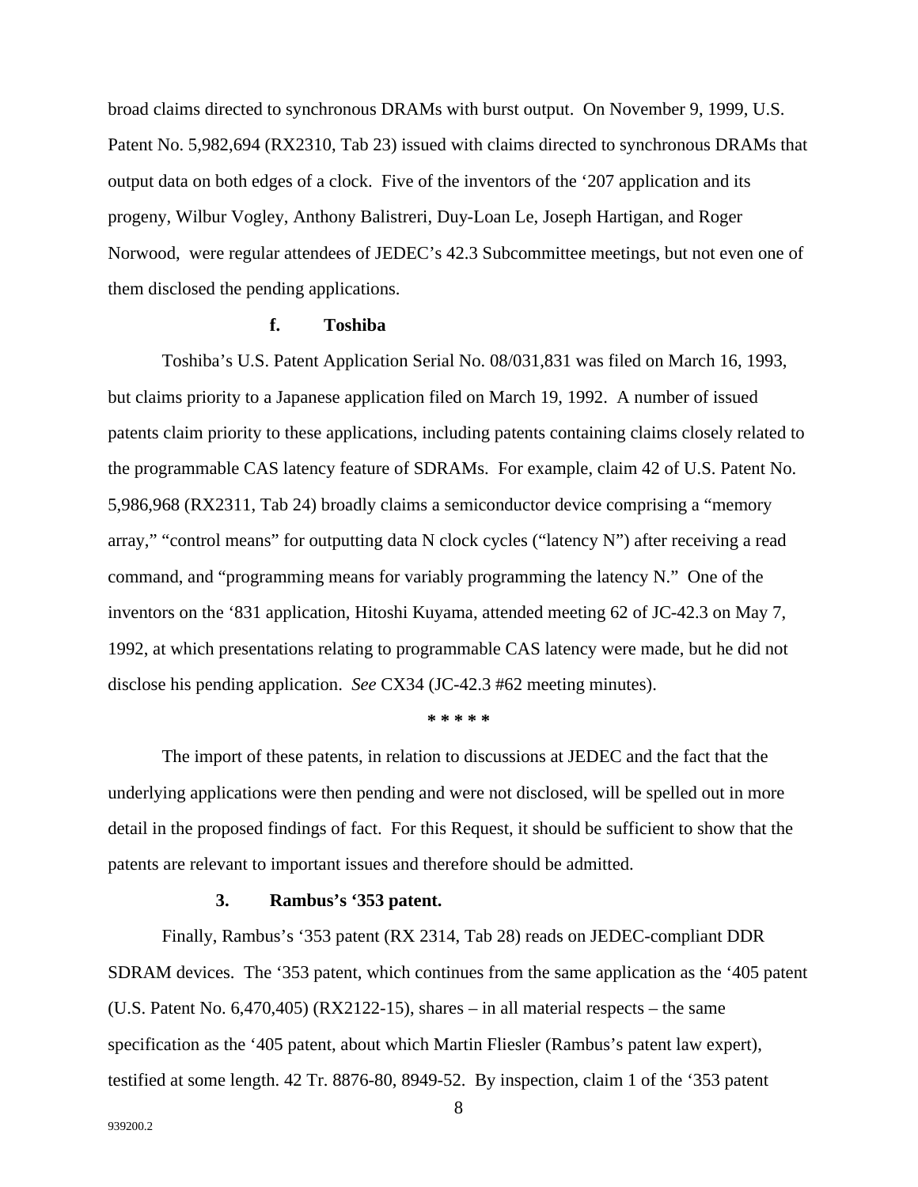broad claims directed to synchronous DRAMs with burst output. On November 9, 1999, U.S. Patent No. 5,982,694 (RX2310, Tab 23) issued with claims directed to synchronous DRAMs that output data on both edges of a clock. Five of the inventors of the '207 application and its progeny, Wilbur Vogley, Anthony Balistreri, Duy-Loan Le, Joseph Hartigan, and Roger Norwood, were regular attendees of JEDEC's 42.3 Subcommittee meetings, but not even one of them disclosed the pending applications.

#### f. Toshiba

Toshiba's U.S. Patent Application Serial No. 08/031,831 was filed on March 16, 1993, but claims priority to a Japanese application filed on March 19, 1992. A number of issued patents claim priority to these applications, including patents containing claims closely related to the programmable CAS latency feature of SDRAMs. For example, claim 42 of U.S. Patent No. 5,986,968 (RX2311, Tab 24) broadly claims a semiconductor device comprising a "memory array," "control means" for outputting data N clock cycles ("latency N") after receiving a read command, and "programming means for variably programming the latency N." One of the inventors on the '831 application, Hitoshi Kuyama, attended meeting 62 of JC-42.3 on May 7, 1992, at which presentations relating to programmable CAS latency were made, but he did not disclose his pending application. *See* CX34 (JC-42.3 #62 meeting minutes).

**\* \* \* \* \***

The import of these patents, in relation to discussions at JEDEC and the fact that the underlying applications were then pending and were not disclosed, will be spelled out in more detail in the proposed findings of fact. For this Request, it should be sufficient to show that the patents are relevant to important issues and therefore should be admitted.

### 3. Rambus's '353 patent.

Finally, Rambus's '353 patent (RX 2314, Tab 28) reads on JEDEC-compliant DDR SDRAM devices. The '353 patent, which continues from the same application as the '405 patent (U.S. Patent No. 6,470,405) (RX2122-15), shares – in all material respects – the same specification as the '405 patent, about which Martin Fliesler (Rambus's patent law expert), testified at some length. 42 Tr. 8876-80, 8949-52. By inspection, claim 1 of the '353 patent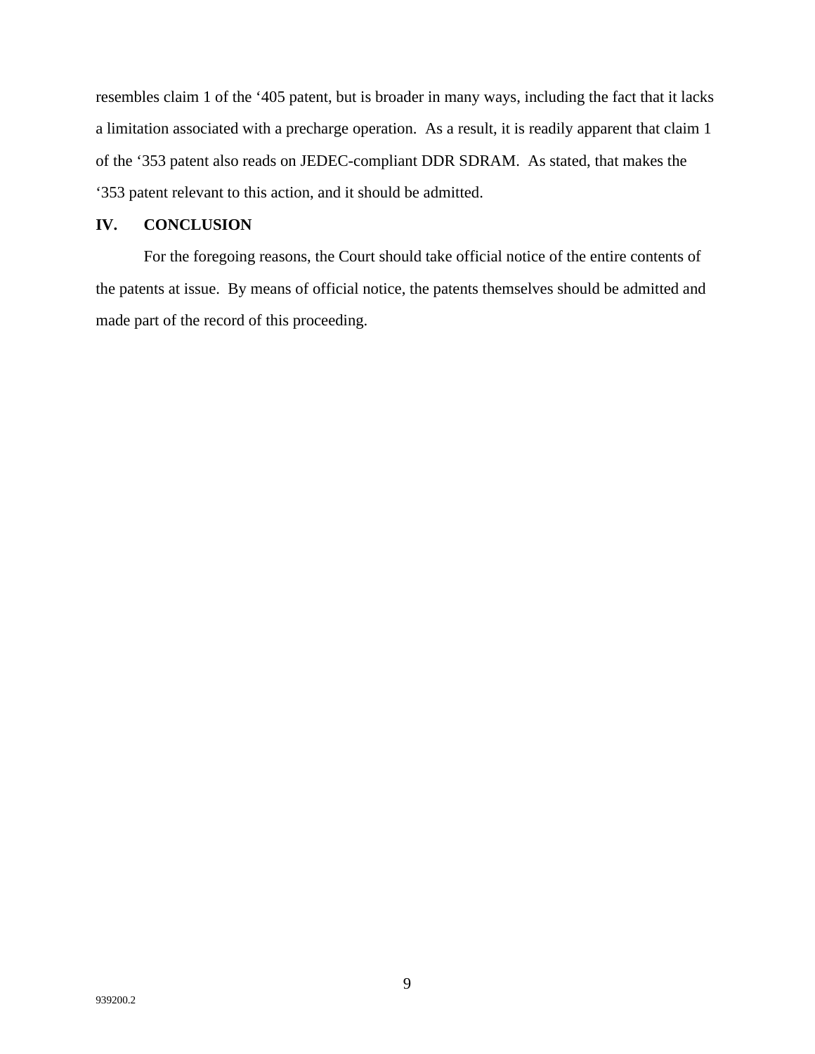resembles claim 1 of the ‘405 patent, but is broader in many ways, including the fact that it lacks a limitation associated with a precharge operation. As a result, it is readily apparent that claim 1 of the ‘353 patent also reads on JEDEC-compliant DDR SDRAM. As stated, that makes the ‘353 patent relevant to this action, and it should be admitted.

## IV. CONCLUSION

For the foregoing reasons, the Court should take official notice of the entire contents of the patents at issue. By means of official notice, the patents themselves should be admitted and made part of the record of this proceeding.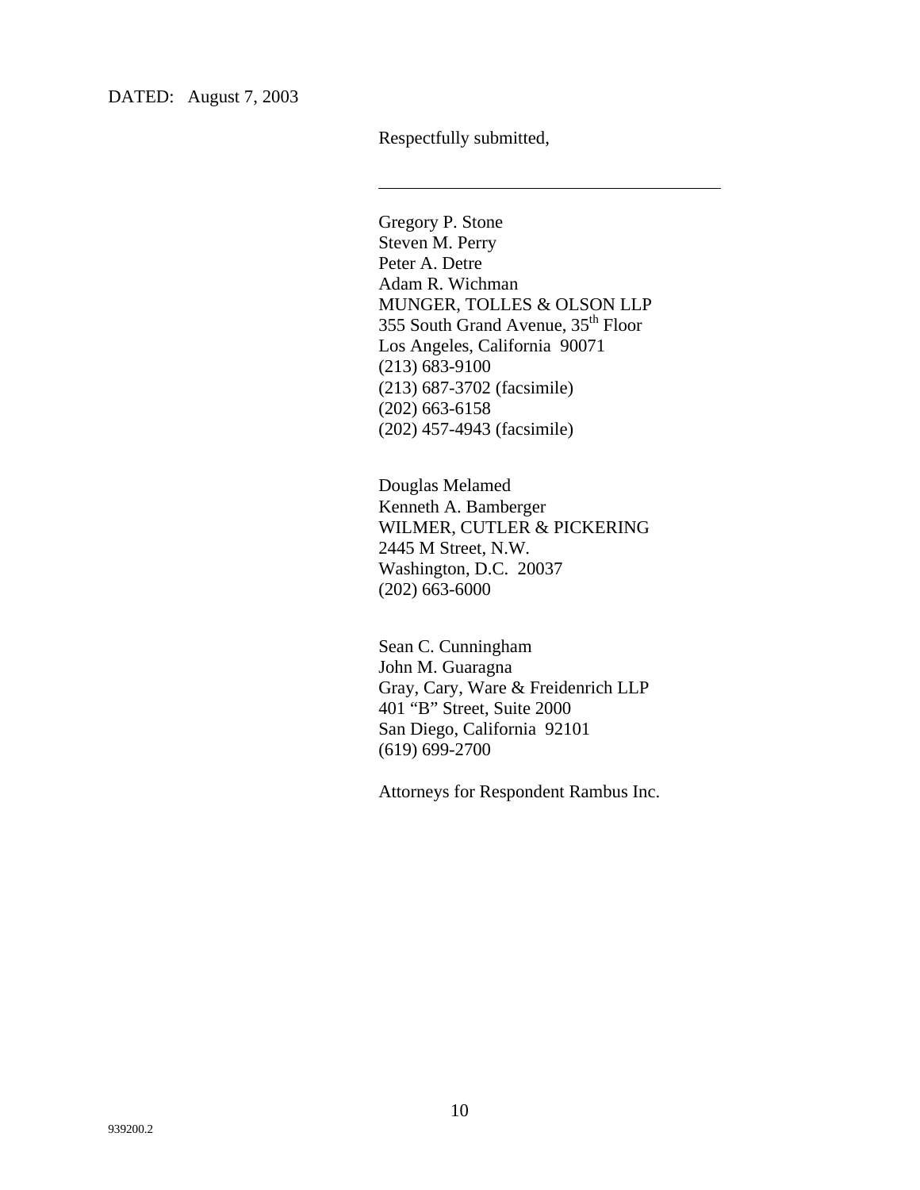DATED: August 7, 2003

Respectfully submitted,

\_\_\_\_\_\_\_\_\_\_\_\_\_\_\_\_\_\_\_\_\_\_\_\_\_\_\_\_\_\_\_\_\_\_\_\_\_\_

Gregory P. Stone  
Steven M. Perry  
Peter A. Detre  
Adam R. Wichman  
MUNGER, TOLLES & OLSON LLP  
355 South Grand Avenue, 35th Floor  
Los Angeles, California 90071  
(213) 683-9100  
(213) 687-3702 (facsimile)  
(202) 663-6158  
(202) 457-4943 (facsimile)

Douglas Melamed  
Kenneth A. Bamberger  
WILMER, CUTLER & PICKERING  
2445 M Street, N.W.  
Washington, D.C. 20037  
(202) 663-6000

Sean C. Cunningham  
John M. Guaragna  
Gray, Cary, Ware & Freidenrich LLP  
401 "B" Street, Suite 2000  
San Diego, California 92101  
(619) 699-2700

Attorneys for Respondent Rambus Inc.

939200.2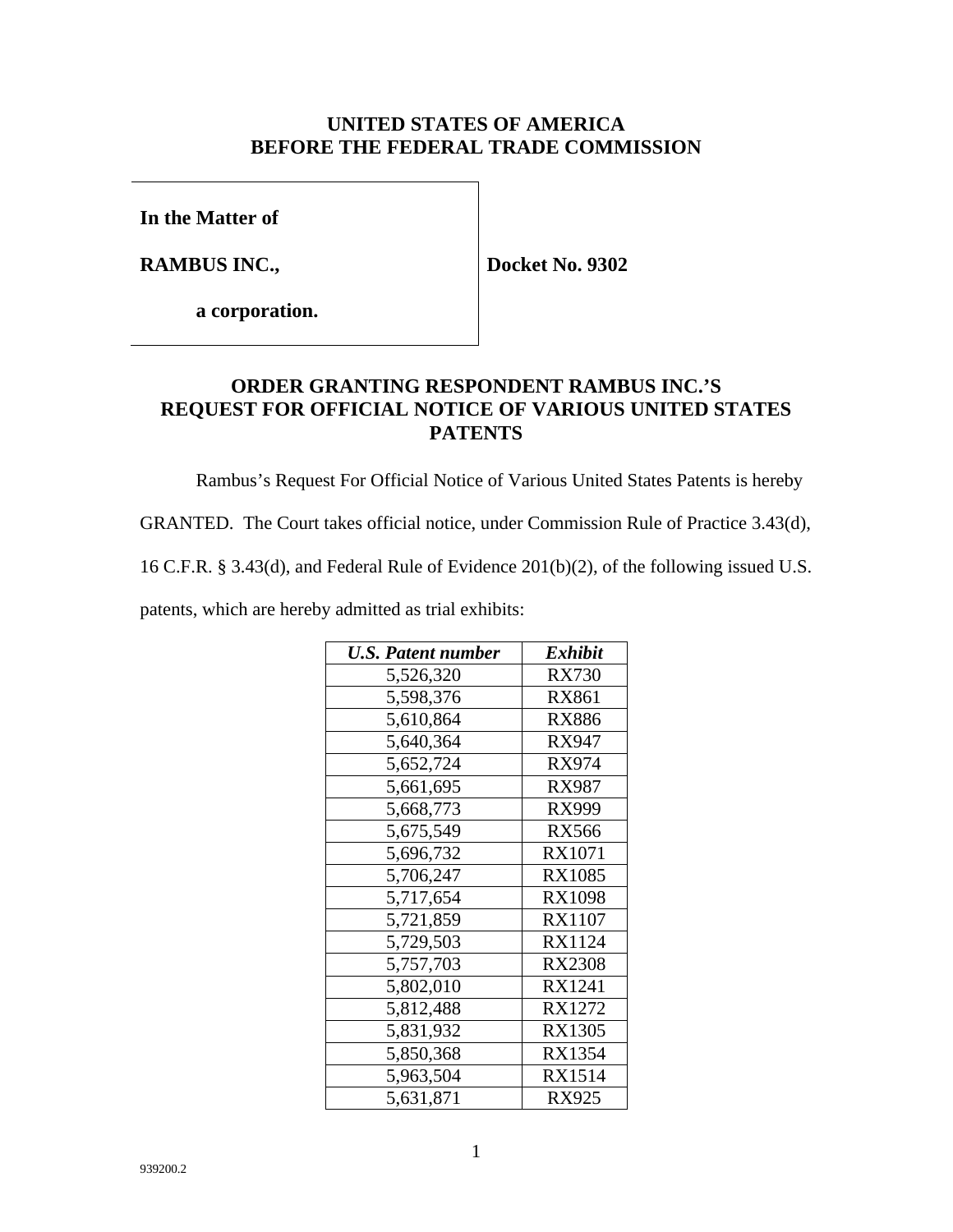**UNITED STATES OF AMERICA**
**BEFORE THE FEDERAL TRADE COMMISSION**

| | |
|---|---|
| **In the Matter of** | |
| **RAMBUS INC.,** | **Docket No. 9302** |
| **a corporation.** | |

## ORDER GRANTING RESPONDENT RAMBUS INC.'S REQUEST FOR OFFICIAL NOTICE OF VARIOUS UNITED STATES PATENTS

Rambus's Request For Official Notice of Various United States Patents is hereby GRANTED. The Court takes official notice, under Commission Rule of Practice 3.43(d), 16 C.F.R. § 3.43(d), and Federal Rule of Evidence 201(b)(2), of the following issued U.S. patents, which are hereby admitted as trial exhibits:

| ***U.S. Patent number*** | ***Exhibit*** |
|---|---|
| 5,526,320 | RX730 |
| 5,598,376 | RX861 |
| 5,610,864 | RX886 |
| 5,640,364 | RX947 |
| 5,652,724 | RX974 |
| 5,661,695 | RX987 |
| 5,668,773 | RX999 |
| 5,675,549 | RX566 |
| 5,696,732 | RX1071 |
| 5,706,247 | RX1085 |
| 5,717,654 | RX1098 |
| 5,721,859 | RX1107 |
| 5,729,503 | RX1124 |
| 5,757,703 | RX2308 |
| 5,802,010 | RX1241 |
| 5,812,488 | RX1272 |
| 5,831,932 | RX1305 |
| 5,850,368 | RX1354 |
| 5,963,504 | RX1514 |
| 5,631,871 | RX925 |

939200.2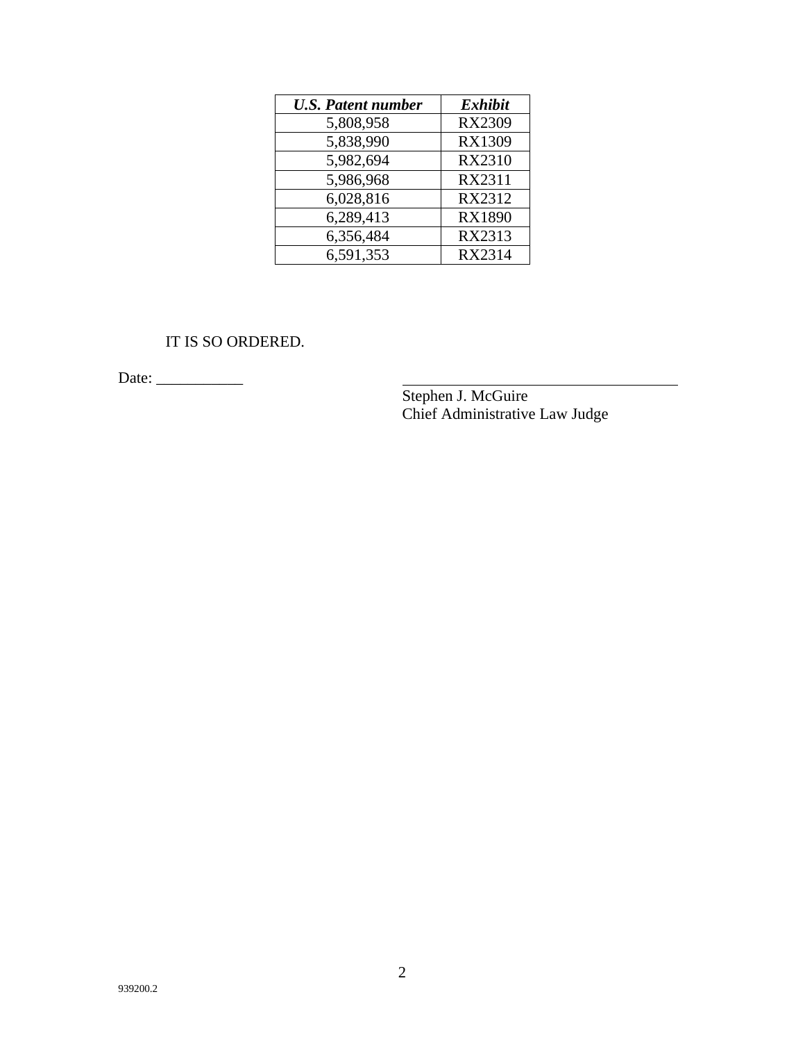| ***U.S. Patent number*** | ***Exhibit*** |
| --- | --- |
| 5,808,958 | RX2309 |
| 5,838,990 | RX1309 |
| 5,982,694 | RX2310 |
| 5,986,968 | RX2311 |
| 6,028,816 | RX2312 |
| 6,289,413 | RX1890 |
| 6,356,484 | RX2313 |
| 6,591,353 | RX2314 |

IT IS SO ORDERED.

Date: ___________

Stephen J. McGuire
Chief Administrative Law Judge

939200.2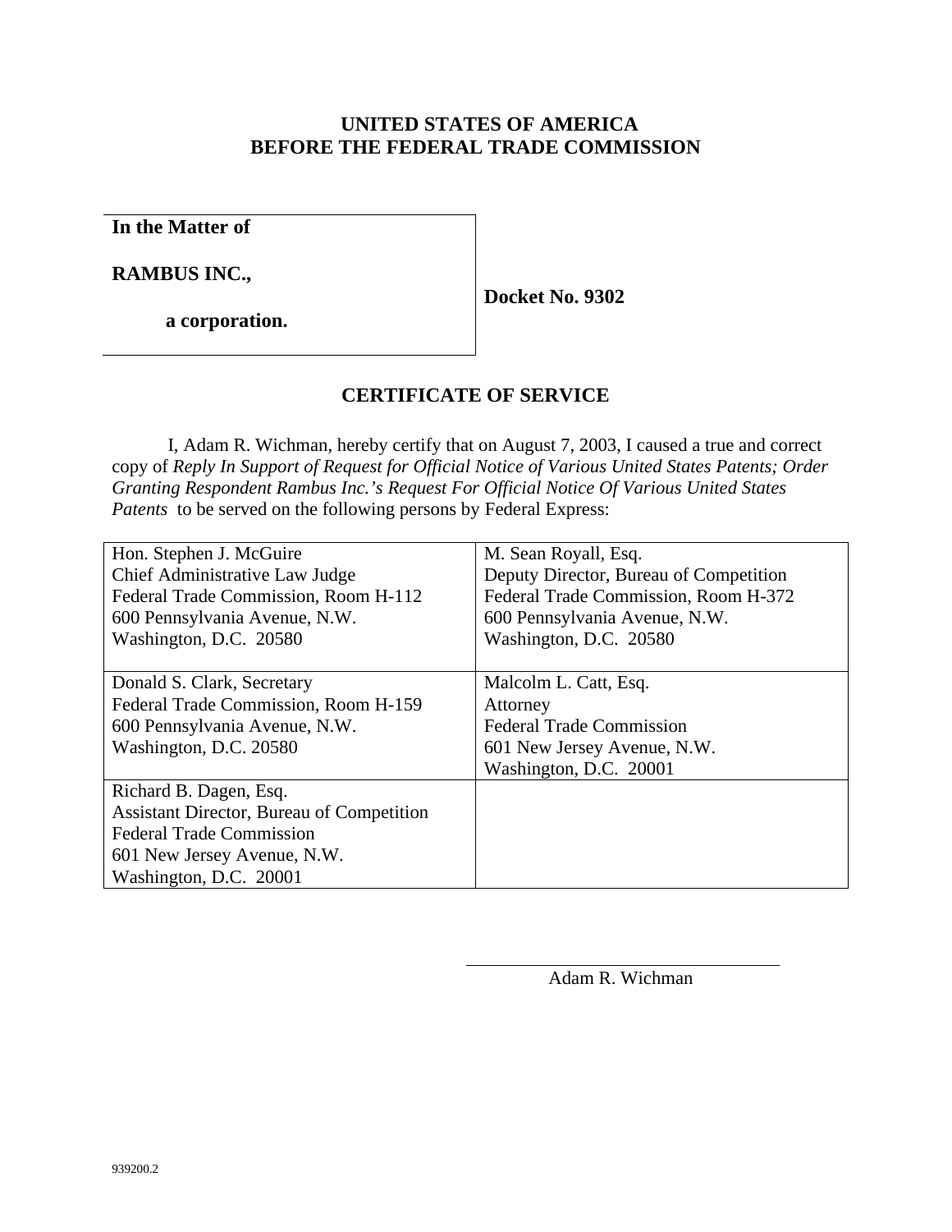**UNITED STATES OF AMERICA**
**BEFORE THE FEDERAL TRADE COMMISSION**

| | |
|---|---|
| **In the Matter of**<br><br>**RAMBUS INC.,**<br><br>**a corporation.** | **Docket No. 9302** |

## CERTIFICATE OF SERVICE

I, Adam R. Wichman, hereby certify that on August 7, 2003, I caused a true and correct copy of *Reply In Support of Request for Official Notice of Various United States Patents; Order Granting Respondent Rambus Inc.'s Request For Official Notice Of Various United States Patents* to be served on the following persons by Federal Express:

| | |
|---|---|
| Hon. Stephen J. McGuire<br>Chief Administrative Law Judge<br>Federal Trade Commission, Room H-112<br>600 Pennsylvania Avenue, N.W.<br>Washington, D.C. 20580 | M. Sean Royall, Esq.<br>Deputy Director, Bureau of Competition<br>Federal Trade Commission, Room H-372<br>600 Pennsylvania Avenue, N.W.<br>Washington, D.C. 20580 |
| Donald S. Clark, Secretary<br>Federal Trade Commission, Room H-159<br>600 Pennsylvania Avenue, N.W.<br>Washington, D.C. 20580 | Malcolm L. Catt, Esq.<br>Attorney<br>Federal Trade Commission<br>601 New Jersey Avenue, N.W.<br>Washington, D.C. 20001 |
| Richard B. Dagen, Esq.<br>Assistant Director, Bureau of Competition<br>Federal Trade Commission<br>601 New Jersey Avenue, N.W.<br>Washington, D.C. 20001 | |

\_\_\_\_\_\_\_\_\_\_\_\_\_\_\_\_\_\_\_\_\_\_\_\_\_\_\_\_\_\_\_\_
Adam R. Wichman

939200.2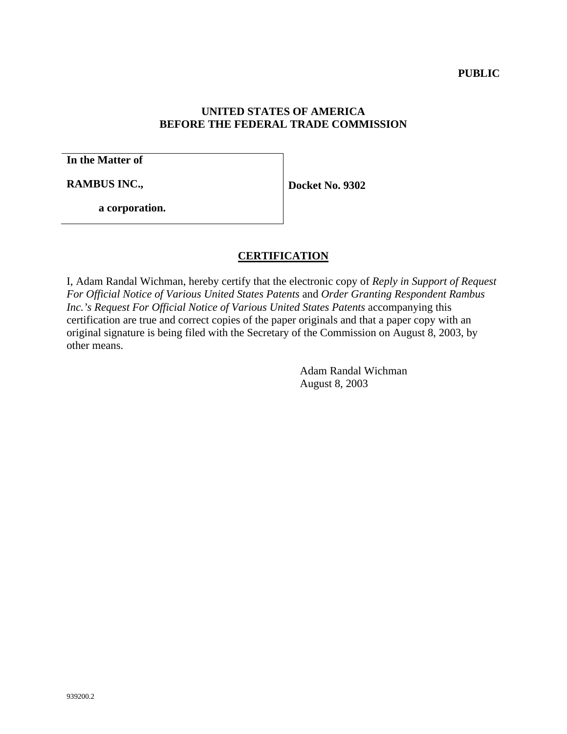**PUBLIC**

**UNITED STATES OF AMERICA**
**BEFORE THE FEDERAL TRADE COMMISSION**

| | |
|---|---|
| **In the Matter of**<br><br>**RAMBUS INC.,**<br><br>**a corporation.** | **Docket No. 9302** |

## CERTIFICATION

I, Adam Randal Wichman, hereby certify that the electronic copy of *Reply in Support of Request For Official Notice of Various United States Patents* and *Order Granting Respondent Rambus Inc.'s Request For Official Notice of Various United States Patents* accompanying this certification are true and correct copies of the paper originals and that a paper copy with an original signature is being filed with the Secretary of the Commission on August 8, 2003, by other means.

Adam Randal Wichman
August 8, 2003

939200.2